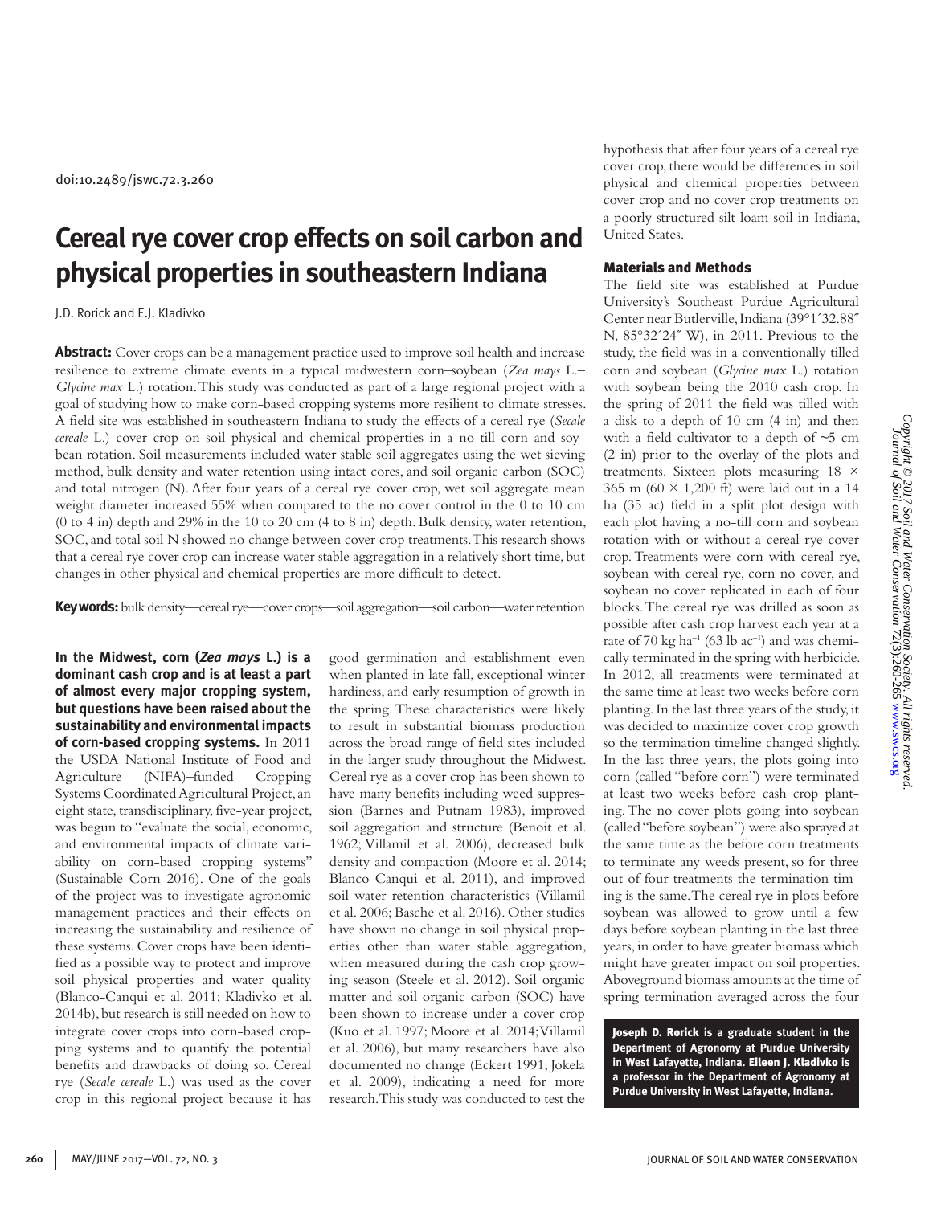doi:10.2489/jswc.72.3.260

# Cereal rye cover crop effects on soil carbon and physical properties in southeastern Indiana

J.D. Rorick and E.J. Kladivko

**Abstract:** Cover crops can be a management practice used to improve soil health and increase resilience to extreme climate events in a typical midwestern corn–soybean (*Zea mays* L.–*Glycine max* L.) rotation. This study was conducted as part of a large regional project with a goal of studying how to make corn-based cropping systems more resilient to climate stresses. A field site was established in southeastern Indiana to study the effects of a cereal rye (*Secale cereale* L.) cover crop on soil physical and chemical properties in a no-till corn and soybean rotation. Soil measurements included water stable soil aggregates using the wet sieving method, bulk density and water retention using intact cores, and soil organic carbon (SOC) and total nitrogen (N). After four years of a cereal rye cover crop, wet soil aggregate mean weight diameter increased 55% when compared to the no cover control in the 0 to 10 cm (0 to 4 in) depth and 29% in the 10 to 20 cm (4 to 8 in) depth. Bulk density, water retention, SOC, and total soil N showed no change between cover crop treatments. This research shows that a cereal rye cover crop can increase water stable aggregation in a relatively short time, but changes in other physical and chemical properties are more difficult to detect.

**Key words:** bulk density—cereal rye—cover crops—soil aggregation—soil carbon—water retention

**In the Midwest, corn (*Zea mays* L.) is a dominant cash crop and is at least a part of almost every major cropping system, but questions have been raised about the sustainability and environmental impacts of corn-based cropping systems.** In 2011 the USDA National Institute of Food and Agriculture (NIFA)–funded Cropping Systems Coordinated Agricultural Project, an eight state, transdisciplinary, five-year project, was begun to "evaluate the social, economic, and environmental impacts of climate variability on corn-based cropping systems" (Sustainable Corn 2016). One of the goals of the project was to investigate agronomic management practices and their effects on increasing the sustainability and resilience of these systems. Cover crops have been identified as a possible way to protect and improve soil physical properties and water quality (Blanco-Canqui et al. 2011; Kladivko et al. 2014b), but research is still needed on how to integrate cover crops into corn-based cropping systems and to quantify the potential benefits and drawbacks of doing so. Cereal rye (*Secale cereale* L.) was used as the cover crop in this regional project because it has good germination and establishment even when planted in late fall, exceptional winter hardiness, and early resumption of growth in the spring. These characteristics were likely to result in substantial biomass production across the broad range of field sites included in the larger study throughout the Midwest. Cereal rye as a cover crop has been shown to have many benefits including weed suppression (Barnes and Putnam 1983), improved soil aggregation and structure (Benoit et al. 1962; Villamil et al. 2006), decreased bulk density and compaction (Moore et al. 2014; Blanco-Canqui et al. 2011), and improved soil water retention characteristics (Villamil et al. 2006; Basche et al. 2016). Other studies have shown no change in soil physical properties other than water stable aggregation, when measured during the cash crop growing season (Steele et al. 2012). Soil organic matter and soil organic carbon (SOC) have been shown to increase under a cover crop (Kuo et al. 1997; Moore et al. 2014; Villamil et al. 2006), but many researchers have also documented no change (Eckert 1991; Jokela et al. 2009), indicating a need for more research. This study was conducted to test the hypothesis that after four years of a cereal rye cover crop, there would be differences in soil physical and chemical properties between cover crop and no cover crop treatments on a poorly structured silt loam soil in Indiana, United States.

## Materials and Methods

The field site was established at Purdue University's Southeast Purdue Agricultural Center near Butlerville, Indiana (39°1′32.88″ N, 85°32′24″ W), in 2011. Previous to the study, the field was in a conventionally tilled corn and soybean (*Glycine max* L.) rotation with soybean being the 2010 cash crop. In the spring of 2011 the field was tilled with a disk to a depth of 10 cm (4 in) and then with a field cultivator to a depth of ~5 cm (2 in) prior to the overlay of the plots and treatments. Sixteen plots measuring 18 × 365 m (60 × 1,200 ft) were laid out in a 14 ha (35 ac) field in a split plot design with each plot having a no-till corn and soybean rotation with or without a cereal rye cover crop. Treatments were corn with cereal rye, soybean with cereal rye, corn no cover, and soybean no cover replicated in each of four blocks. The cereal rye was drilled as soon as possible after cash crop harvest each year at a rate of 70 kg ha$^{-1}$ (63 lb ac$^{-1}$) and was chemically terminated in the spring with herbicide. In 2012, all treatments were terminated at the same time at least two weeks before corn planting. In the last three years of the study, it was decided to maximize cover crop growth so the termination timeline changed slightly. In the last three years, the plots going into corn (called "before corn") were terminated at least two weeks before cash crop planting. The no cover plots going into soybean (called "before soybean") were also sprayed at the same time as the before corn treatments to terminate any weeds present, so for three out of four treatments the termination timing is the same. The cereal rye in plots before soybean was allowed to grow until a few days before soybean planting in the last three years, in order to have greater biomass which might have greater impact on soil properties. Aboveground biomass amounts at the time of spring termination averaged across the four

**Joseph D. Rorick** is a graduate student in the Department of Agronomy at Purdue University in West Lafayette, Indiana. **Eileen J. Kladivko** is a professor in the Department of Agronomy at Purdue University in West Lafayette, Indiana.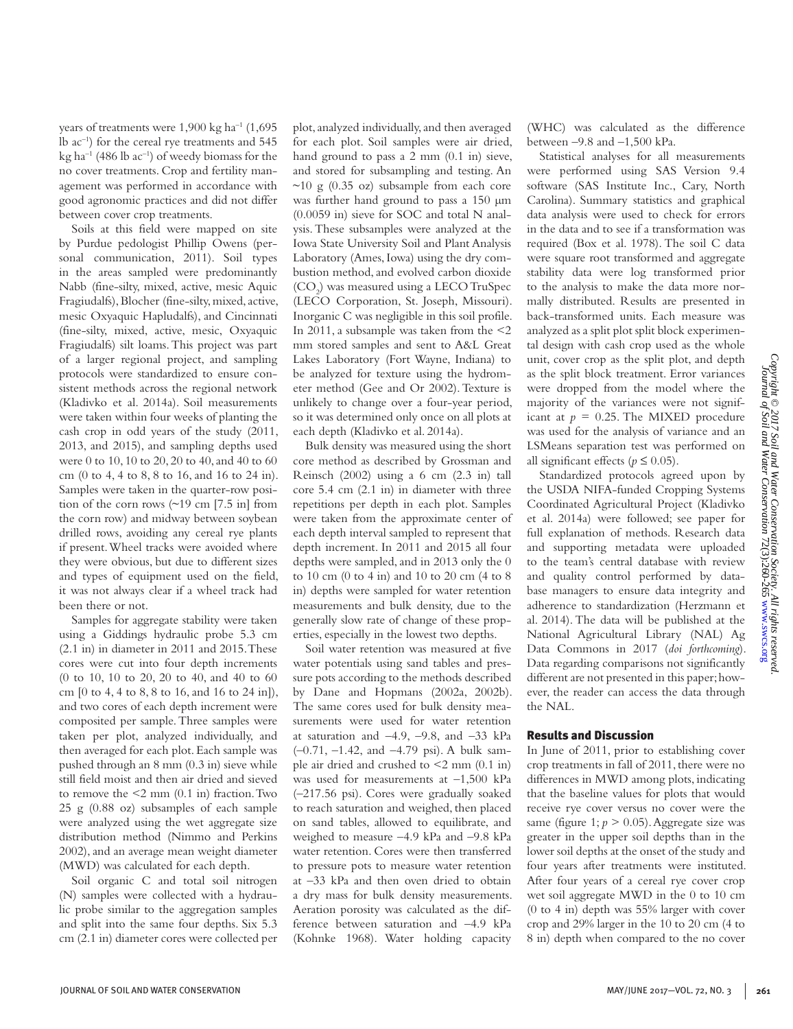years of treatments were 1,900 kg ha$^{-1}$ (1,695 lb ac$^{-1}$) for the cereal rye treatments and 545 kg ha$^{-1}$ (486 lb ac$^{-1}$) of weedy biomass for the no cover treatments. Crop and fertility management was performed in accordance with good agronomic practices and did not differ between cover crop treatments.

Soils at this field were mapped on site by Purdue pedologist Phillip Owens (personal communication, 2011). Soil types in the areas sampled were predominantly Nabb (fine-silty, mixed, active, mesic Aquic Fragiudalfs), Blocher (fine-silty, mixed, active, mesic Oxyaquic Hapludalfs), and Cincinnati (fine-silty, mixed, active, mesic, Oxyaquic Fragiudalfs) silt loams. This project was part of a larger regional project, and sampling protocols were standardized to ensure consistent methods across the regional network (Kladivko et al. 2014a). Soil measurements were taken within four weeks of planting the cash crop in odd years of the study (2011, 2013, and 2015), and sampling depths used were 0 to 10, 10 to 20, 20 to 40, and 40 to 60 cm (0 to 4, 4 to 8, 8 to 16, and 16 to 24 in). Samples were taken in the quarter-row position of the corn rows (~19 cm [7.5 in] from the corn row) and midway between soybean drilled rows, avoiding any cereal rye plants if present. Wheel tracks were avoided where they were obvious, but due to different sizes and types of equipment used on the field, it was not always clear if a wheel track had been there or not.

Samples for aggregate stability were taken using a Giddings hydraulic probe 5.3 cm (2.1 in) in diameter in 2011 and 2015. These cores were cut into four depth increments (0 to 10, 10 to 20, 20 to 40, and 40 to 60 cm [0 to 4, 4 to 8, 8 to 16, and 16 to 24 in]), and two cores of each depth increment were composited per sample. Three samples were taken per plot, analyzed individually, and then averaged for each plot. Each sample was pushed through an 8 mm (0.3 in) sieve while still field moist and then air dried and sieved to remove the <2 mm (0.1 in) fraction. Two 25 g (0.88 oz) subsamples of each sample were analyzed using the wet aggregate size distribution method (Nimmo and Perkins 2002), and an average mean weight diameter (MWD) was calculated for each depth.

Soil organic C and total soil nitrogen (N) samples were collected with a hydraulic probe similar to the aggregation samples and split into the same four depths. Six 5.3 cm (2.1 in) diameter cores were collected per plot, analyzed individually, and then averaged for each plot. Soil samples were air dried, hand ground to pass a 2 mm (0.1 in) sieve, and stored for subsampling and testing. An ~10 g (0.35 oz) subsample from each core was further hand ground to pass a 150 µm (0.0059 in) sieve for SOC and total N analysis. These subsamples were analyzed at the Iowa State University Soil and Plant Analysis Laboratory (Ames, Iowa) using the dry combustion method, and evolved carbon dioxide ($CO_2$) was measured using a LECO TruSpec (LECO Corporation, St. Joseph, Missouri). Inorganic C was negligible in this soil profile. In 2011, a subsample was taken from the <2 mm stored samples and sent to A&L Great Lakes Laboratory (Fort Wayne, Indiana) to be analyzed for texture using the hydrometer method (Gee and Or 2002). Texture is unlikely to change over a four-year period, so it was determined only once on all plots at each depth (Kladivko et al. 2014a).

Bulk density was measured using the short core method as described by Grossman and Reinsch (2002) using a 6 cm (2.3 in) tall core 5.4 cm (2.1 in) in diameter with three repetitions per depth in each plot. Samples were taken from the approximate center of each depth interval sampled to represent that depth increment. In 2011 and 2015 all four depths were sampled, and in 2013 only the 0 to 10 cm (0 to 4 in) and 10 to 20 cm (4 to 8 in) depths were sampled for water retention measurements and bulk density, due to the generally slow rate of change of these properties, especially in the lowest two depths.

Soil water retention was measured at five water potentials using sand tables and pressure pots according to the methods described by Dane and Hopmans (2002a, 2002b). The same cores used for bulk density measurements were used for water retention at saturation and −4.9, −9.8, and −33 kPa (−0.71, −1.42, and −4.79 psi). A bulk sample air dried and crushed to <2 mm (0.1 in) was used for measurements at −1,500 kPa (−217.56 psi). Cores were gradually soaked to reach saturation and weighed, then placed on sand tables, allowed to equilibrate, and weighed to measure −4.9 kPa and −9.8 kPa water retention. Cores were then transferred to pressure pots to measure water retention at −33 kPa and then oven dried to obtain a dry mass for bulk density measurements. Aeration porosity was calculated as the difference between saturation and −4.9 kPa (Kohnke 1968). Water holding capacity (WHC) was calculated as the difference between −9.8 and −1,500 kPa.

Statistical analyses for all measurements were performed using SAS Version 9.4 software (SAS Institute Inc., Cary, North Carolina). Summary statistics and graphical data analysis were used to check for errors in the data and to see if a transformation was required (Box et al. 1978). The soil C data were square root transformed and aggregate stability data were log transformed prior to the analysis to make the data more normally distributed. Results are presented in back-transformed units. Each measure was analyzed as a split plot split block experimental design with cash crop used as the whole unit, cover crop as the split plot, and depth as the split block treatment. Error variances were dropped from the model where the majority of the variances were not significant at $p = 0.25$. The MIXED procedure was used for the analysis of variance and an LSMeans separation test was performed on all significant effects ($p \leq 0.05$).

Standardized protocols agreed upon by the USDA NIFA-funded Cropping Systems Coordinated Agricultural Project (Kladivko et al. 2014a) were followed; see paper for full explanation of methods. Research data and supporting metadata were uploaded to the team's central database with review and quality control performed by database managers to ensure data integrity and adherence to standardization (Herzmann et al. 2014). The data will be published at the National Agricultural Library (NAL) Ag Data Commons in 2017 (*doi forthcoming*). Data regarding comparisons not significantly different are not presented in this paper; however, the reader can access the data through the NAL.

## Results and Discussion

In June of 2011, prior to establishing cover crop treatments in fall of 2011, there were no differences in MWD among plots, indicating that the baseline values for plots that would receive rye cover versus no cover were the same (figure 1; $p > 0.05$). Aggregate size was greater in the upper soil depths than in the lower soil depths at the onset of the study and four years after treatments were instituted. After four years of a cereal rye cover crop wet soil aggregate MWD in the 0 to 10 cm (0 to 4 in) depth was 55% larger with cover crop and 29% larger in the 10 to 20 cm (4 to 8 in) depth when compared to the no cover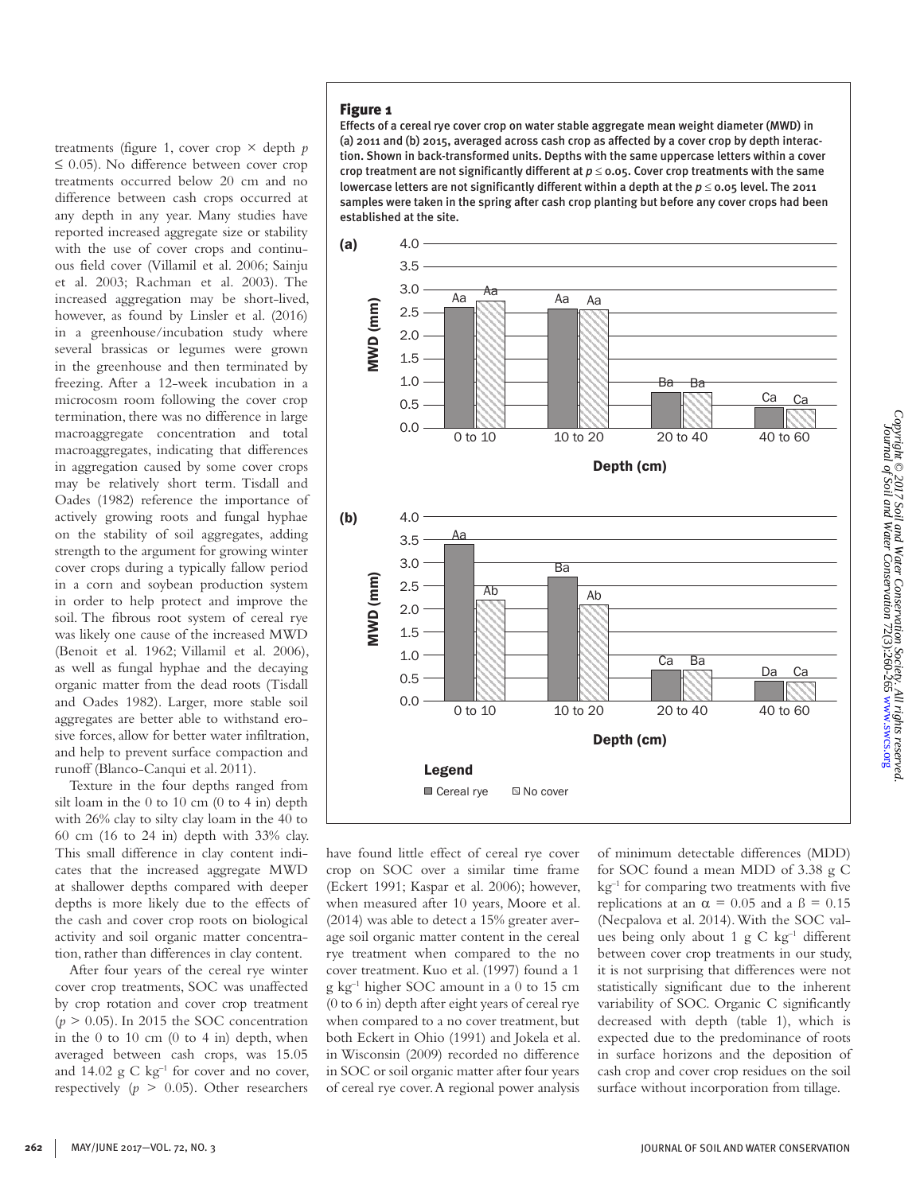treatments (figure 1, cover crop × depth $p \leq 0.05$). No difference between cover crop treatments occurred below 20 cm and no difference between cash crops occurred at any depth in any year. Many studies have reported increased aggregate size or stability with the use of cover crops and continuous field cover (Villamil et al. 2006; Sainju et al. 2003; Rachman et al. 2003). The increased aggregation may be short-lived, however, as found by Linsler et al. (2016) in a greenhouse/incubation study where several brassicas or legumes were grown in the greenhouse and then terminated by freezing. After a 12-week incubation in a microcosm room following the cover crop termination, there was no difference in large macroaggregate concentration and total macroaggregates, indicating that differences in aggregation caused by some cover crops may be relatively short term. Tisdall and Oades (1982) reference the importance of actively growing roots and fungal hyphae on the stability of soil aggregates, adding strength to the argument for growing winter cover crops during a typically fallow period in a corn and soybean production system in order to help protect and improve the soil. The fibrous root system of cereal rye was likely one cause of the increased MWD (Benoit et al. 1962; Villamil et al. 2006), as well as fungal hyphae and the decaying organic matter from the dead roots (Tisdall and Oades 1982). Larger, more stable soil aggregates are better able to withstand erosive forces, allow for better water infiltration, and help to prevent surface compaction and runoff (Blanco-Canqui et al. 2011).

Texture in the four depths ranged from silt loam in the 0 to 10 cm (0 to 4 in) depth with 26% clay to silty clay loam in the 40 to 60 cm (16 to 24 in) depth with 33% clay. This small difference in clay content indicates that the increased aggregate MWD at shallower depths compared with deeper depths is more likely due to the effects of the cash and cover crop roots on biological activity and soil organic matter concentration, rather than differences in clay content.

After four years of the cereal rye winter cover crop treatments, SOC was unaffected by crop rotation and cover crop treatment ($p > 0.05$). In 2015 the SOC concentration in the 0 to 10 cm (0 to 4 in) depth, when averaged between cash crops, was 15.05 and 14.02 g C kg$^{-1}$ for cover and no cover, respectively ($p > 0.05$). Other researchers have found little effect of cereal rye cover crop on SOC over a similar time frame (Eckert 1991; Kaspar et al. 2006); however, when measured after 10 years, Moore et al. (2014) was able to detect a 15% greater average soil organic matter content in the cereal rye treatment when compared to the no cover treatment. Kuo et al. (1997) found a 1 g kg$^{-1}$ higher SOC amount in a 0 to 15 cm (0 to 6 in) depth after eight years of cereal rye when compared to a no cover treatment, but both Eckert in Ohio (1991) and Jokela et al. in Wisconsin (2009) recorded no difference in SOC or soil organic matter after four years of cereal rye cover. A regional power analysis of minimum detectable differences (MDD) for SOC found a mean MDD of 3.38 g C kg$^{-1}$ for comparing two treatments with five replications at an $\alpha = 0.05$ and a $\beta = 0.15$ (Necpalova et al. 2014). With the SOC values being only about 1 g C kg$^{-1}$ different between cover crop treatments in our study, it is not surprising that differences were not statistically significant due to the inherent variability of SOC. Organic C significantly decreased with depth (table 1), which is expected due to the predominance of roots in surface horizons and the deposition of cash crop and cover crop residues on the soil surface without incorporation from tillage.

**Figure 1**

Effects of a cereal rye cover crop on water stable aggregate mean weight diameter (MWD) in (a) 2011 and (b) 2015, averaged across cash crop as affected by a cover crop by depth interaction. Shown in back-transformed units. Depths with the same uppercase letters within a cover crop treatment are not significantly different at $p \leq 0.05$. Cover crop treatments with the same lowercase letters are not significantly different within a depth at the $p \leq 0.05$ level. The 2011 samples were taken in the spring after cash crop planting but before any cover crops had been established at the site.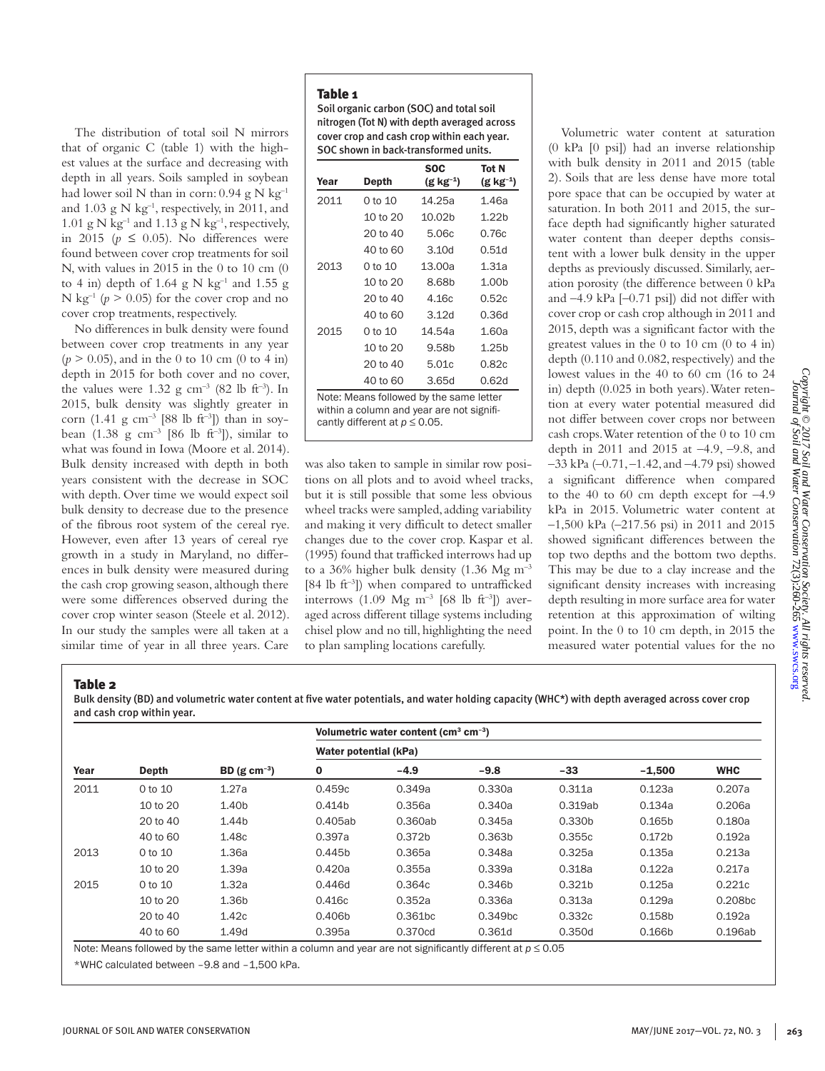The distribution of total soil N mirrors that of organic C (table 1) with the highest values at the surface and decreasing with depth in all years. Soils sampled in soybean had lower soil N than in corn: 0.94 g N kg$^{-1}$ and 1.03 g N kg$^{-1}$, respectively, in 2011, and 1.01 g N kg$^{-1}$ and 1.13 g N kg$^{-1}$, respectively, in 2015 ($p \leq 0.05$). No differences were found between cover crop treatments for soil N, with values in 2015 in the 0 to 10 cm (0 to 4 in) depth of 1.64 g N kg$^{-1}$ and 1.55 g N kg$^{-1}$ ($p > 0.05$) for the cover crop and no cover crop treatments, respectively.

No differences in bulk density were found between cover crop treatments in any year ($p > 0.05$), and in the 0 to 10 cm (0 to 4 in) depth in 2015 for both cover and no cover, the values were 1.32 g cm$^{-3}$ (82 lb ft$^{-3}$). In 2015, bulk density was slightly greater in corn (1.41 g cm$^{-3}$ [88 lb ft$^{-3}$]) than in soybean (1.38 g cm$^{-3}$ [86 lb ft$^{-3}$]), similar to what was found in Iowa (Moore et al. 2014). Bulk density increased with depth in both years consistent with the decrease in SOC with depth. Over time we would expect soil bulk density to decrease due to the presence of the fibrous root system of the cereal rye. However, even after 13 years of cereal rye growth in a study in Maryland, no differences in bulk density were measured during the cash crop growing season, although there were some differences observed during the cover crop winter season (Steele et al. 2012). In our study the samples were all taken at a similar time of year in all three years. Care was also taken to sample in similar row positions on all plots and to avoid wheel tracks, but it is still possible that some less obvious wheel tracks were sampled, adding variability and making it very difficult to detect smaller changes due to the cover crop. Kaspar et al. (1995) found that trafficked interrows had up to a 36% higher bulk density (1.36 Mg m$^{-3}$ [84 lb ft$^{-3}$]) when compared to untrafficked interrows (1.09 Mg m$^{-3}$ [68 lb ft$^{-3}$]) averaged across different tillage systems including chisel plow and no till, highlighting the need to plan sampling locations carefully.

**Table 1**
Soil organic carbon (SOC) and total soil nitrogen (Tot N) with depth averaged across cover crop and cash crop within each year. SOC shown in back-transformed units.

| Year | Depth | SOC (g kg$^{-1}$) | Tot N (g kg$^{-1}$) |
|---|---|---|---|
| 2011 | 0 to 10 | 14.25a | 1.46a |
| | 10 to 20 | 10.02b | 1.22b |
| | 20 to 40 | 5.06c | 0.76c |
| | 40 to 60 | 3.10d | 0.51d |
| 2013 | 0 to 10 | 13.00a | 1.31a |
| | 10 to 20 | 8.68b | 1.00b |
| | 20 to 40 | 4.16c | 0.52c |
| | 40 to 60 | 3.12d | 0.36d |
| 2015 | 0 to 10 | 14.54a | 1.60a |
| | 10 to 20 | 9.58b | 1.25b |
| | 20 to 40 | 5.01c | 0.82c |
| | 40 to 60 | 3.65d | 0.62d |

Note: Means followed by the same letter within a column and year are not significantly different at $p \leq 0.05$.

Volumetric water content at saturation (0 kPa [0 psi]) had an inverse relationship with bulk density in 2011 and 2015 (table 2). Soils that are less dense have more total pore space that can be occupied by water at saturation. In both 2011 and 2015, the surface depth had significantly higher saturated water content than deeper depths consistent with a lower bulk density in the upper depths as previously discussed. Similarly, aeration porosity (the difference between 0 kPa and −4.9 kPa [−0.71 psi]) did not differ with cover crop or cash crop although in 2011 and 2015, depth was a significant factor with the greatest values in the 0 to 10 cm (0 to 4 in) depth (0.110 and 0.082, respectively) and the lowest values in the 40 to 60 cm (16 to 24 in) depth (0.025 in both years). Water retention at every water potential measured did not differ between cover crops nor between cash crops. Water retention of the 0 to 10 cm depth in 2011 and 2015 at −4.9, −9.8, and −33 kPa (−0.71, −1.42, and −4.79 psi) showed a significant difference when compared to the 40 to 60 cm depth except for −4.9 kPa in 2015. Volumetric water content at −1,500 kPa (−217.56 psi) in 2011 and 2015 showed significant differences between the top two depths and the bottom two depths. This may be due to a clay increase and the significant density increases with increasing depth resulting in more surface area for water retention at this approximation of wilting point. In the 0 to 10 cm depth, in 2015 the measured water potential values for the no

**Table 2**
Bulk density (BD) and volumetric water content at five water potentials, and water holding capacity (WHC*) with depth averaged across cover crop and cash crop within year.

| | | | Volumetric water content (cm$^3$ cm$^{-3}$) | | | | | |
|---|---|---|---|---|---|---|---|---|
| | | | Water potential (kPa) | | | | | |
| Year | Depth | BD (g cm$^{-3}$) | 0 | −4.9 | −9.8 | −33 | −1,500 | WHC |
| 2011 | 0 to 10 | 1.27a | 0.459c | 0.349a | 0.330a | 0.311a | 0.123a | 0.207a |
| | 10 to 20 | 1.40b | 0.414b | 0.356a | 0.340a | 0.319ab | 0.134a | 0.206a |
| | 20 to 40 | 1.44b | 0.405ab | 0.360ab | 0.345a | 0.330b | 0.165b | 0.180a |
| | 40 to 60 | 1.48c | 0.397a | 0.372b | 0.363b | 0.355c | 0.172b | 0.192a |
| 2013 | 0 to 10 | 1.36a | 0.445b | 0.365a | 0.348a | 0.325a | 0.135a | 0.213a |
| | 10 to 20 | 1.39a | 0.420a | 0.355a | 0.339a | 0.318a | 0.122a | 0.217a |
| 2015 | 0 to 10 | 1.32a | 0.446d | 0.364c | 0.346b | 0.321b | 0.125a | 0.221c |
| | 10 to 20 | 1.36b | 0.416c | 0.352a | 0.336a | 0.313a | 0.129a | 0.208bc |
| | 20 to 40 | 1.42c | 0.406b | 0.361bc | 0.349bc | 0.332c | 0.158b | 0.192a |
| | 40 to 60 | 1.49d | 0.395a | 0.370cd | 0.361d | 0.350d | 0.166b | 0.196ab |

Note: Means followed by the same letter within a column and year are not significantly different at $p \leq 0.05$

*WHC calculated between −9.8 and −1,500 kPa.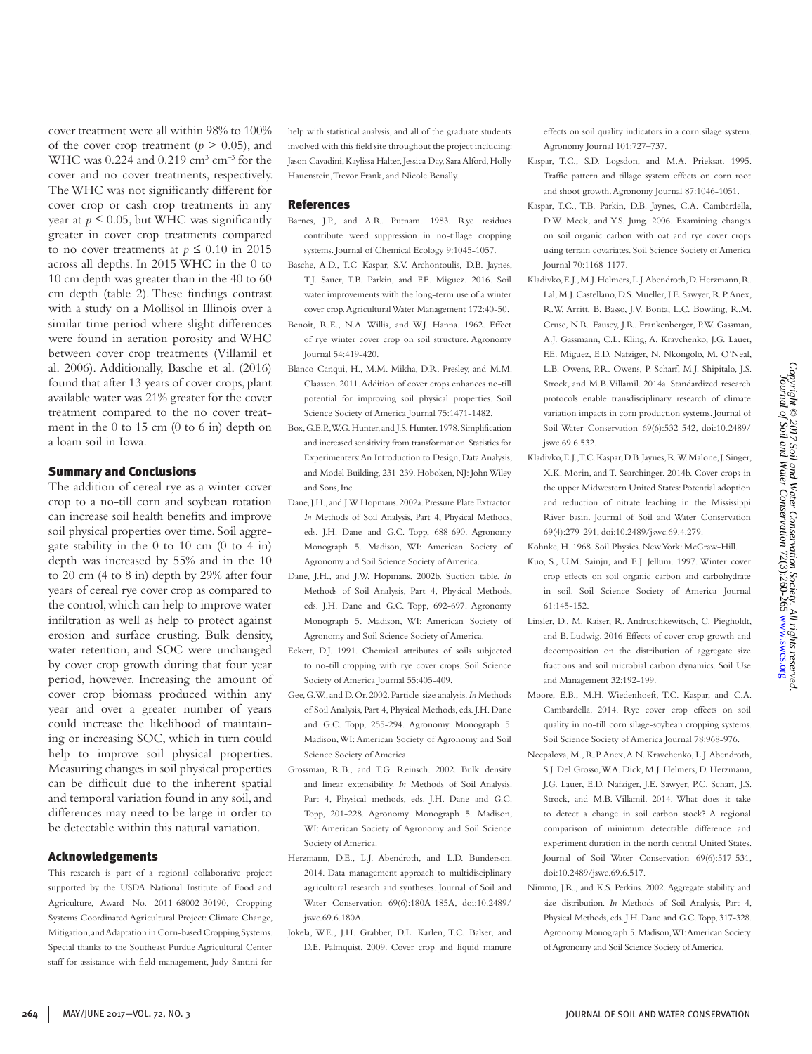cover treatment were all within 98% to 100% of the cover crop treatment ($p > 0.05$), and WHC was 0.224 and 0.219 $cm^3\ cm^{-3}$ for the cover and no cover treatments, respectively. The WHC was not significantly different for cover crop or cash crop treatments in any year at $p \leq 0.05$, but WHC was significantly greater in cover crop treatments compared to no cover treatments at $p \leq 0.10$ in 2015 across all depths. In 2015 WHC in the 0 to 10 cm depth was greater than in the 40 to 60 cm depth (table 2). These findings contrast with a study on a Mollisol in Illinois over a similar time period where slight differences were found in aeration porosity and WHC between cover crop treatments (Villamil et al. 2006). Additionally, Basche et al. (2016) found that after 13 years of cover crops, plant available water was 21% greater for the cover treatment compared to the no cover treatment in the 0 to 15 cm (0 to 6 in) depth on a loam soil in Iowa.

## Summary and Conclusions

The addition of cereal rye as a winter cover crop to a no-till corn and soybean rotation can increase soil health benefits and improve soil physical properties over time. Soil aggregate stability in the 0 to 10 cm (0 to 4 in) depth was increased by 55% and in the 10 to 20 cm (4 to 8 in) depth by 29% after four years of cereal rye cover crop as compared to the control, which can help to improve water infiltration as well as help to protect against erosion and surface crusting. Bulk density, water retention, and SOC were unchanged by cover crop growth during that four year period, however. Increasing the amount of cover crop biomass produced within any year and over a greater number of years could increase the likelihood of maintaining or increasing SOC, which in turn could help to improve soil physical properties. Measuring changes in soil physical properties can be difficult due to the inherent spatial and temporal variation found in any soil, and differences may need to be large in order to be detectable within this natural variation.

## Acknowledgements

This research is part of a regional collaborative project supported by the USDA National Institute of Food and Agriculture, Award No. 2011-68002-30190, Cropping Systems Coordinated Agricultural Project: Climate Change, Mitigation, and Adaptation in Corn-based Cropping Systems. Special thanks to the Southeast Purdue Agricultural Center staff for assistance with field management, Judy Santini for help with statistical analysis, and all of the graduate students involved with this field site throughout the project including: Jason Cavadini, Kaylissa Halter, Jessica Day, Sara Alford, Holly Hauenstein, Trevor Frank, and Nicole Benally.

## References

Barnes, J.P., and A.R. Putnam. 1983. Rye residues contribute weed suppression in no-tillage cropping systems. Journal of Chemical Ecology 9:1045-1057.

Basche, A.D., T.C Kaspar, S.V. Archontoulis, D.B. Jaynes, T.J. Sauer, T.B. Parkin, and F.E. Miguez. 2016. Soil water improvements with the long-term use of a winter cover crop. Agricultural Water Management 172:40-50.

Benoit, R.E., N.A. Willis, and W.J. Hanna. 1962. Effect of rye winter cover crop on soil structure. Agronomy Journal 54:419-420.

Blanco-Canqui, H., M.M. Mikha, D.R. Presley, and M.M. Claassen. 2011. Addition of cover crops enhances no-till potential for improving soil physical properties. Soil Science Society of America Journal 75:1471-1482.

Box, G.E.P., W.G. Hunter, and J.S. Hunter. 1978. Simplification and increased sensitivity from transformation. Statistics for Experimenters: An Introduction to Design, Data Analysis, and Model Building, 231-239. Hoboken, NJ: John Wiley and Sons, Inc.

Dane, J.H., and J.W. Hopmans. 2002a. Pressure Plate Extractor. *In* Methods of Soil Analysis, Part 4, Physical Methods, eds. J.H. Dane and G.C. Topp, 688-690. Agronomy Monograph 5. Madison, WI: American Society of Agronomy and Soil Science Society of America.

Dane, J.H., and J.W. Hopmans. 2002b. Suction table. *In* Methods of Soil Analysis, Part 4, Physical Methods, eds. J.H. Dane and G.C. Topp, 692-697. Agronomy Monograph 5. Madison, WI: American Society of Agronomy and Soil Science Society of America.

Eckert, D.J. 1991. Chemical attributes of soils subjected to no-till cropping with rye cover crops. Soil Science Society of America Journal 55:405-409.

Gee, G.W., and D. Or. 2002. Particle-size analysis. *In* Methods of Soil Analysis, Part 4, Physical Methods, eds. J.H. Dane and G.C. Topp, 255-294. Agronomy Monograph 5. Madison, WI: American Society of Agronomy and Soil Science Society of America.

Grossman, R.B., and T.G. Reinsch. 2002. Bulk density and linear extensibility. *In* Methods of Soil Analysis. Part 4, Physical methods, eds. J.H. Dane and G.C. Topp, 201-228. Agronomy Monograph 5. Madison, WI: American Society of Agronomy and Soil Science Society of America.

Herzmann, D.E., L.J. Abendroth, and L.D. Bunderson. 2014. Data management approach to multidisciplinary agricultural research and syntheses. Journal of Soil and Water Conservation 69(6):180A-185A, doi:10.2489/jswc.69.6.180A.

Jokela, W.E., J.H. Grabber, D.L. Karlen, T.C. Balser, and D.E. Palmquist. 2009. Cover crop and liquid manure effects on soil quality indicators in a corn silage system. Agronomy Journal 101:727-737.

Kaspar, T.C., S.D. Logsdon, and M.A. Prieksat. 1995. Traffic pattern and tillage system effects on corn root and shoot growth. Agronomy Journal 87:1046-1051.

Kaspar, T.C., T.B. Parkin, D.B. Jaynes, C.A. Cambardella, D.W. Meek, and Y.S. Jung. 2006. Examining changes on soil organic carbon with oat and rye cover crops using terrain covariates. Soil Science Society of America Journal 70:1168-1177.

Kladivko, E.J., M.J. Helmers, L.J. Abendroth, D. Herzmann, R. Lal, M.J. Castellano, D.S. Mueller, J.E. Sawyer, R.P. Anex, R.W. Arritt, B. Basso, J.V. Bonta, L.C. Bowling, R.M. Cruse, N.R. Fausey, J.R. Frankenberger, P.W. Gassman, A.J. Gassmann, C.L. Kling, A. Kravchenko, J.G. Lauer, F.E. Miguez, E.D. Nafziger, N. Nkongolo, M. O'Neal, L.B. Owens, P.R. Owens, P. Scharf, M.J. Shipitalo, J.S. Strock, and M.B. Villamil. 2014a. Standardized research protocols enable transdisciplinary research of climate variation impacts in corn production systems. Journal of Soil Water Conservation 69(6):532-542, doi:10.2489/jswc.69.6.532.

Kladivko, E.J., T.C. Kaspar, D.B. Jaynes, R.W. Malone, J. Singer, X.K. Morin, and T. Searchinger. 2014b. Cover crops in the upper Midwestern United States: Potential adoption and reduction of nitrate leaching in the Mississippi River basin. Journal of Soil and Water Conservation 69(4):279-291, doi:10.2489/jswc.69.4.279.

Kohnke, H. 1968. Soil Physics. New York: McGraw-Hill.

Kuo, S., U.M. Sainju, and E.J. Jellum. 1997. Winter cover crop effects on soil organic carbon and carbohydrate in soil. Soil Science Society of America Journal 61:145-152.

Linsler, D., M. Kaiser, R. Andruschkewitsch, C. Piegholdt, and B. Ludwig. 2016 Effects of cover crop growth and decomposition on the distribution of aggregate size fractions and soil microbial carbon dynamics. Soil Use and Management 32:192-199.

Moore, E.B., M.H. Wiedenhoeft, T.C. Kaspar, and C.A. Cambardella. 2014. Rye cover crop effects on soil quality in no-till corn silage-soybean cropping systems. Soil Science Society of America Journal 78:968-976.

Necpalova, M., R.P. Anex, A.N. Kravchenko, L.J. Abendroth, S.J. Del Grosso, W.A. Dick, M.J. Helmers, D. Herzmann, J.G. Lauer, E.D. Nafziger, J.E. Sawyer, P.C. Scharf, J.S. Strock, and M.B. Villamil. 2014. What does it take to detect a change in soil carbon stock? A regional comparison of minimum detectable difference and experiment duration in the north central United States. Journal of Soil Water Conservation 69(6):517-531, doi:10.2489/jswc.69.6.517.

Nimmo, J.R., and K.S. Perkins. 2002. Aggregate stability and size distribution. *In* Methods of Soil Analysis, Part 4, Physical Methods, eds. J.H. Dane and G.C. Topp, 317-328. Agronomy Monograph 5. Madison, WI: American Society of Agronomy and Soil Science Society of America.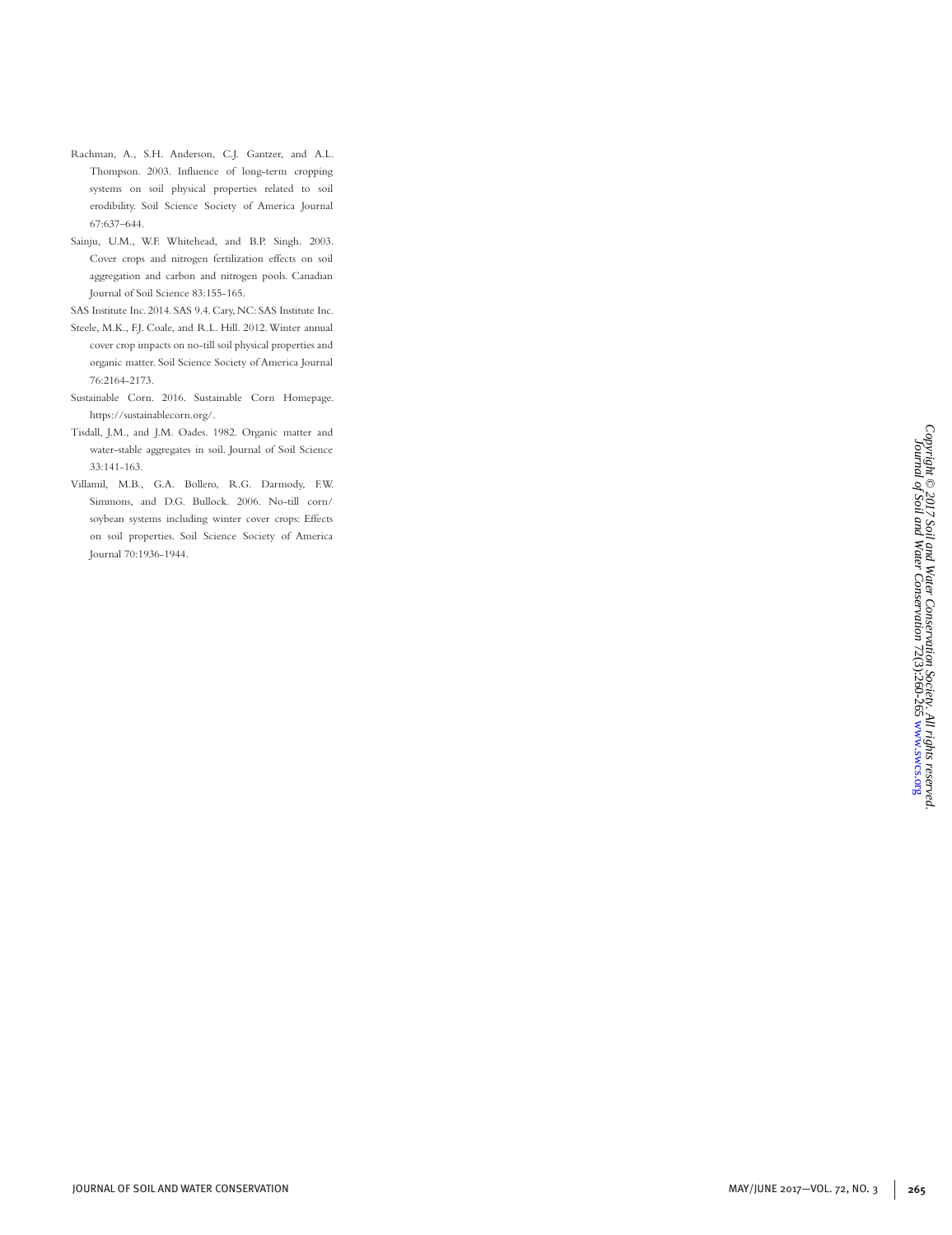Rachman, A., S.H. Anderson, C.J. Gantzer, and A.L. Thompson. 2003. Influence of long-term cropping systems on soil physical properties related to soil erodibility. Soil Science Society of America Journal 67:637–644.

Sainju, U.M., W.F. Whitehead, and B.P. Singh. 2003. Cover crops and nitrogen fertilization effects on soil aggregation and carbon and nitrogen pools. Canadian Journal of Soil Science 83:155-165.

SAS Institute Inc. 2014. SAS 9.4. Cary, NC: SAS Institute Inc.

Steele, M.K., F.J. Coale, and R.L. Hill. 2012. Winter annual cover crop impacts on no-till soil physical properties and organic matter. Soil Science Society of America Journal 76:2164-2173.

Sustainable Corn. 2016. Sustainable Corn Homepage. https://sustainablecorn.org/.

Tisdall, J.M., and J.M. Oades. 1982. Organic matter and water-stable aggregates in soil. Journal of Soil Science 33:141-163.

Villamil, M.B., G.A. Bollero, R.G. Darmody, F.W. Simmons, and D.G. Bullock. 2006. No-till corn/soybean systems including winter cover crops: Effects on soil properties. Soil Science Society of America Journal 70:1936-1944.